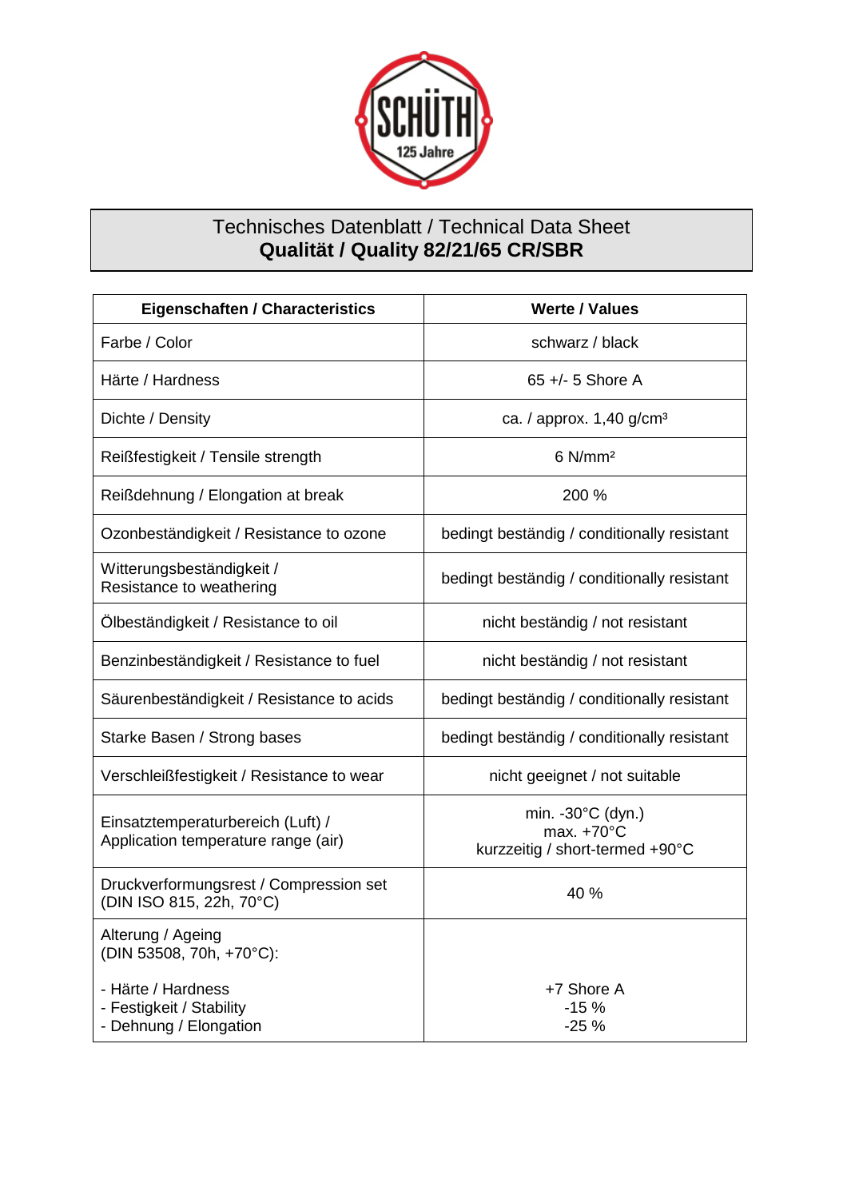# Technisches Datenblatt / Technical Data Sheet
## **Qualität / Quality 82/21/65 CR/SBR**

| Eigenschaften / Characteristics | Werte / Values |
|---|---|
| Farbe / Color | schwarz / black |
| Härte / Hardness | 65 +/- 5 Shore A |
| Dichte / Density | ca. / approx. 1,40 g/cm³ |
| Reißfestigkeit / Tensile strength | 6 N/mm² |
| Reißdehnung / Elongation at break | 200 % |
| Ozonbeständigkeit / Resistance to ozone | bedingt beständig / conditionally resistant |
| Witterungsbeständigkeit / Resistance to weathering | bedingt beständig / conditionally resistant |
| Ölbeständigkeit / Resistance to oil | nicht beständig / not resistant |
| Benzinbeständigkeit / Resistance to fuel | nicht beständig / not resistant |
| Säurenbeständigkeit / Resistance to acids | bedingt beständig / conditionally resistant |
| Starke Basen / Strong bases | bedingt beständig / conditionally resistant |
| Verschleißfestigkeit / Resistance to wear | nicht geeignet / not suitable |
| Einsatztemperaturbereich (Luft) / Application temperature range (air) | min. -30°C (dyn.)<br>max. +70°C<br>kurzzeitig / short-termed +90°C |
| Druckverformungsrest / Compression set (DIN ISO 815, 22h, 70°C) | 40 % |
| Alterung / Ageing (DIN 53508, 70h, +70°C):<br><br>- Härte / Hardness<br>- Festigkeit / Stability<br>- Dehnung / Elongation | <br><br>+7 Shore A<br>-15 %<br>-25 % |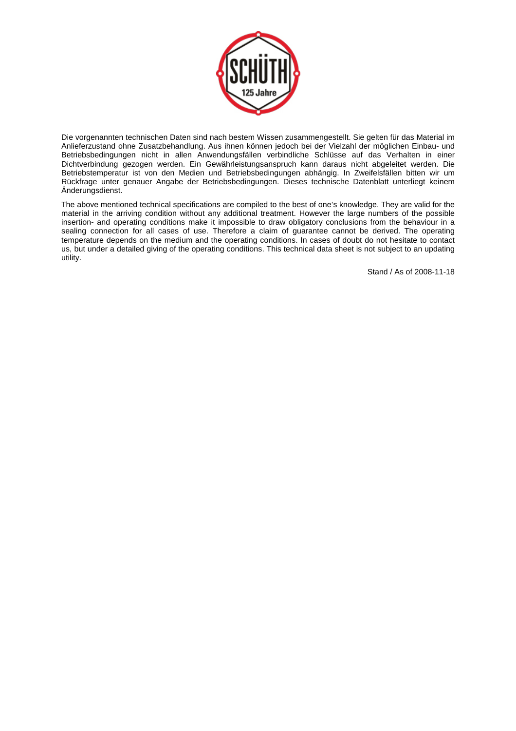Die vorgenannten technischen Daten sind nach bestem Wissen zusammengestellt. Sie gelten für das Material im Anlieferzustand ohne Zusatzbehandlung. Aus ihnen können jedoch bei der Vielzahl der möglichen Einbau- und Betriebsbedingungen nicht in allen Anwendungsfällen verbindliche Schlüsse auf das Verhalten in einer Dichtverbindung gezogen werden. Ein Gewährleistungsanspruch kann daraus nicht abgeleitet werden. Die Betriebstemperatur ist von den Medien und Betriebsbedingungen abhängig. In Zweifelsfällen bitten wir um Rückfrage unter genauer Angabe der Betriebsbedingungen. Dieses technische Datenblatt unterliegt keinem Änderungsdienst.

The above mentioned technical specifications are compiled to the best of one's knowledge. They are valid for the material in the arriving condition without any additional treatment. However the large numbers of the possible insertion- and operating conditions make it impossible to draw obligatory conclusions from the behaviour in a sealing connection for all cases of use. Therefore a claim of guarantee cannot be derived. The operating temperature depends on the medium and the operating conditions. In cases of doubt do not hesitate to contact us, but under a detailed giving of the operating conditions. This technical data sheet is not subject to an updating utility.

Stand / As of 2008-11-18